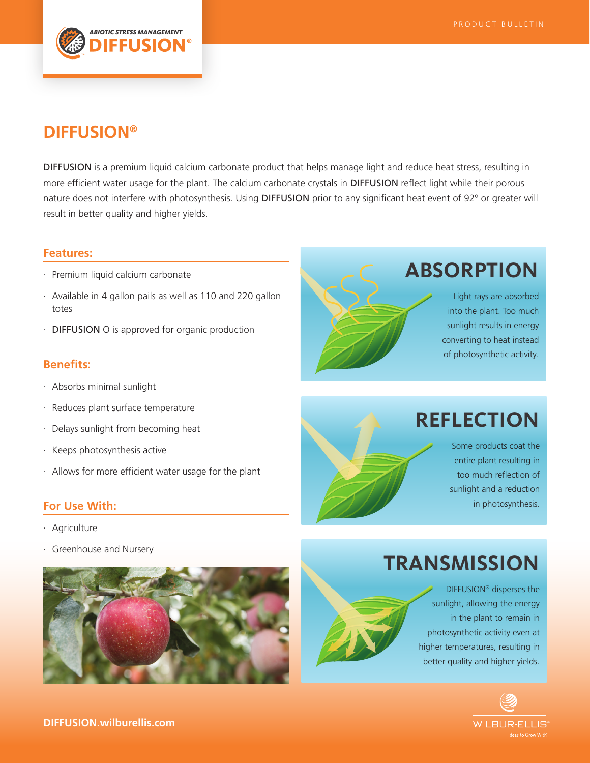PRODUCT BULLETIN

ABIOTIC STRESS MANAGEMENT
DIFFUSION®

# DIFFUSION®

DIFFUSION is a premium liquid calcium carbonate product that helps manage light and reduce heat stress, resulting in more efficient water usage for the plant. The calcium carbonate crystals in DIFFUSION reflect light while their porous nature does not interfere with photosynthesis. Using DIFFUSION prior to any significant heat event of 92° or greater will result in better quality and higher yields.

## Features:

- Premium liquid calcium carbonate
- Available in 4 gallon pails as well as 110 and 220 gallon totes
- DIFFUSION O is approved for organic production

## Benefits:

- Absorbs minimal sunlight
- Reduces plant surface temperature
- Delays sunlight from becoming heat
- Keeps photosynthesis active
- Allows for more efficient water usage for the plant

## For Use With:

- Agriculture
- Greenhouse and Nursery

## ABSORPTION

Light rays are absorbed into the plant. Too much sunlight results in energy converting to heat instead of photosynthetic activity.

## REFLECTION

Some products coat the entire plant resulting in too much reflection of sunlight and a reduction in photosynthesis.

## TRANSMISSION

DIFFUSION® disperses the sunlight, allowing the energy in the plant to remain in photosynthetic activity even at higher temperatures, resulting in better quality and higher yields.

**DIFFUSION.wilburellis.com**

WILBUR-ELLIS®
Ideas to Grow With®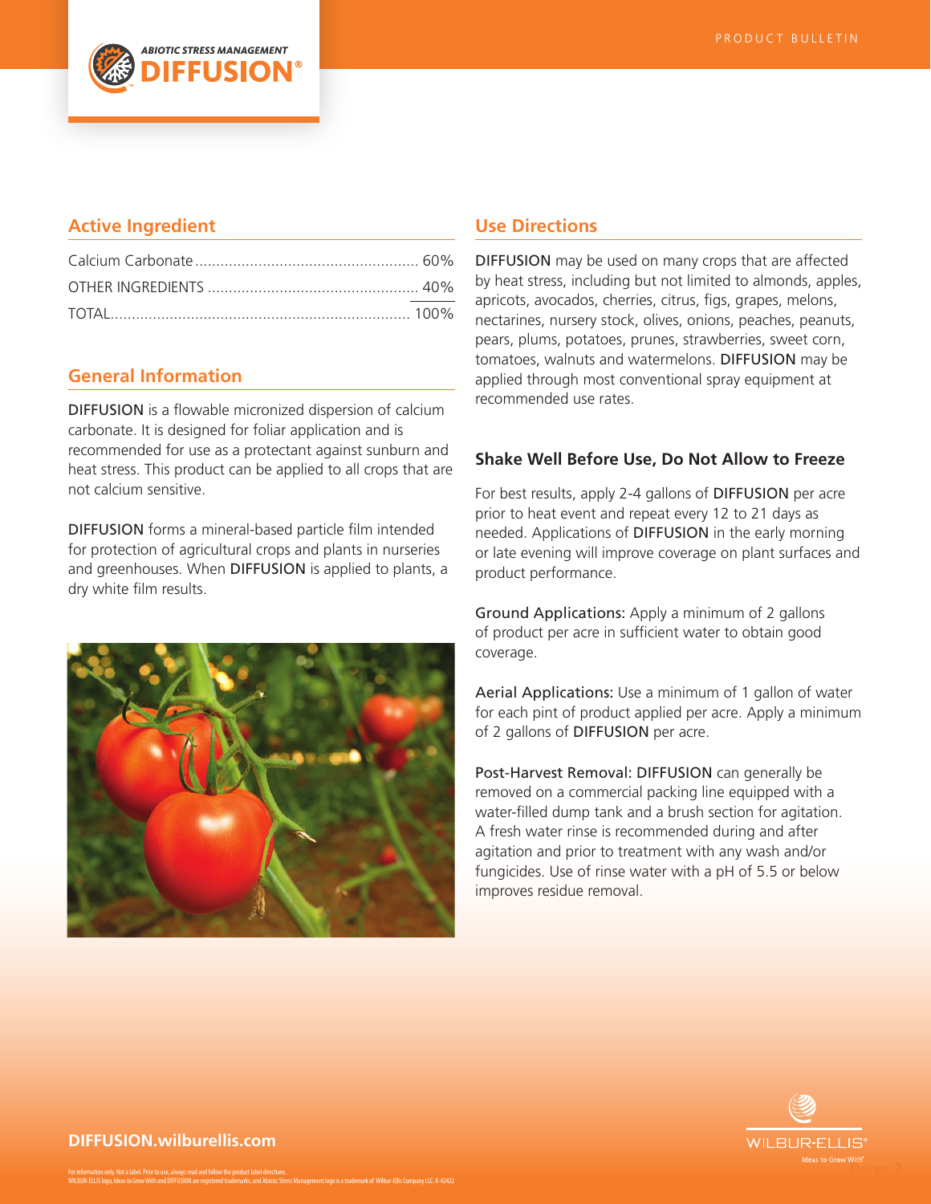ABIOTIC STRESS MANAGEMENT

# DIFFUSION®

PRODUCT BULLETIN

## Active Ingredient

| | |
|---|---|
| Calcium Carbonate | 60% |
| OTHER INGREDIENTS | 40% |
| TOTAL | 100% |

## General Information

DIFFUSION is a flowable micronized dispersion of calcium carbonate. It is designed for foliar application and is recommended for use as a protectant against sunburn and heat stress. This product can be applied to all crops that are not calcium sensitive.

DIFFUSION forms a mineral-based particle film intended for protection of agricultural crops and plants in nurseries and greenhouses. When DIFFUSION is applied to plants, a dry white film results.

## Use Directions

DIFFUSION may be used on many crops that are affected by heat stress, including but not limited to almonds, apples, apricots, avocados, cherries, citrus, figs, grapes, melons, nectarines, nursery stock, olives, onions, peaches, peanuts, pears, plums, potatoes, prunes, strawberries, sweet corn, tomatoes, walnuts and watermelons. DIFFUSION may be applied through most conventional spray equipment at recommended use rates.

### Shake Well Before Use, Do Not Allow to Freeze

For best results, apply 2-4 gallons of DIFFUSION per acre prior to heat event and repeat every 12 to 21 days as needed. Applications of DIFFUSION in the early morning or late evening will improve coverage on plant surfaces and product performance.

Ground Applications: Apply a minimum of 2 gallons of product per acre in sufficient water to obtain good coverage.

Aerial Applications: Use a minimum of 1 gallon of water for each pint of product applied per acre. Apply a minimum of 2 gallons of DIFFUSION per acre.

Post-Harvest Removal: DIFFUSION can generally be removed on a commercial packing line equipped with a water-filled dump tank and a brush section for agitation. A fresh water rinse is recommended during and after agitation and prior to treatment with any wash and/or fungicides. Use of rinse water with a pH of 5.5 or below improves residue removal.

**DIFFUSION.wilburellis.com**

WILBUR-ELLIS®
Ideas to Grow With®

For information only. Not a label. Prior to use, always read and follow the product label directions.
WILBUR-ELLIS logo, Ideas to Grow With and DIFFUSION are registered trademarks, and Abiotic Stress Management logo is a trademark of Wilbur-Ellis Company LLC. K-42422